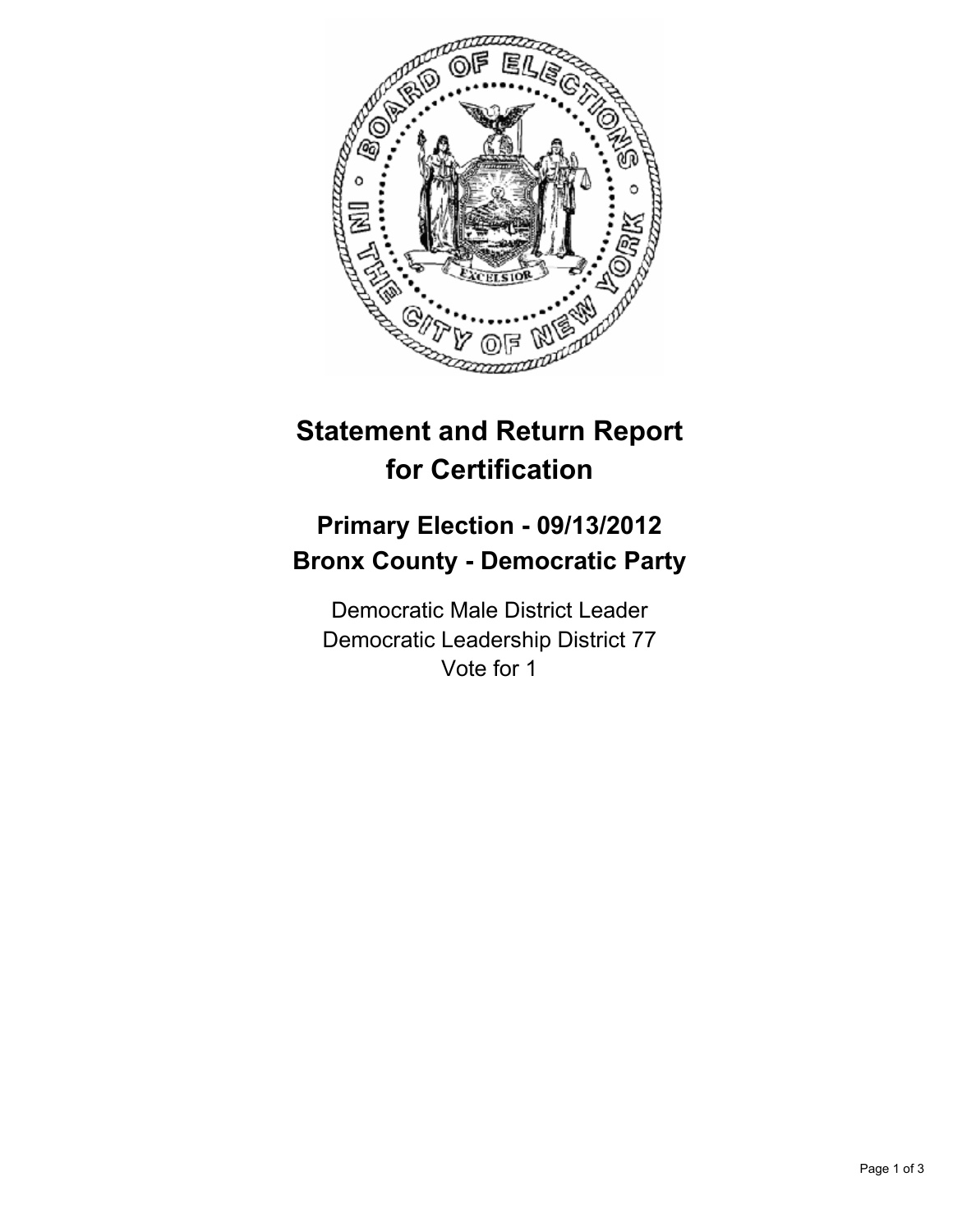# Statement and Return Report for Certification

## Primary Election - 09/13/2012
## Bronx County - Democratic Party

Democratic Male District Leader
Democratic Leadership District 77
Vote for 1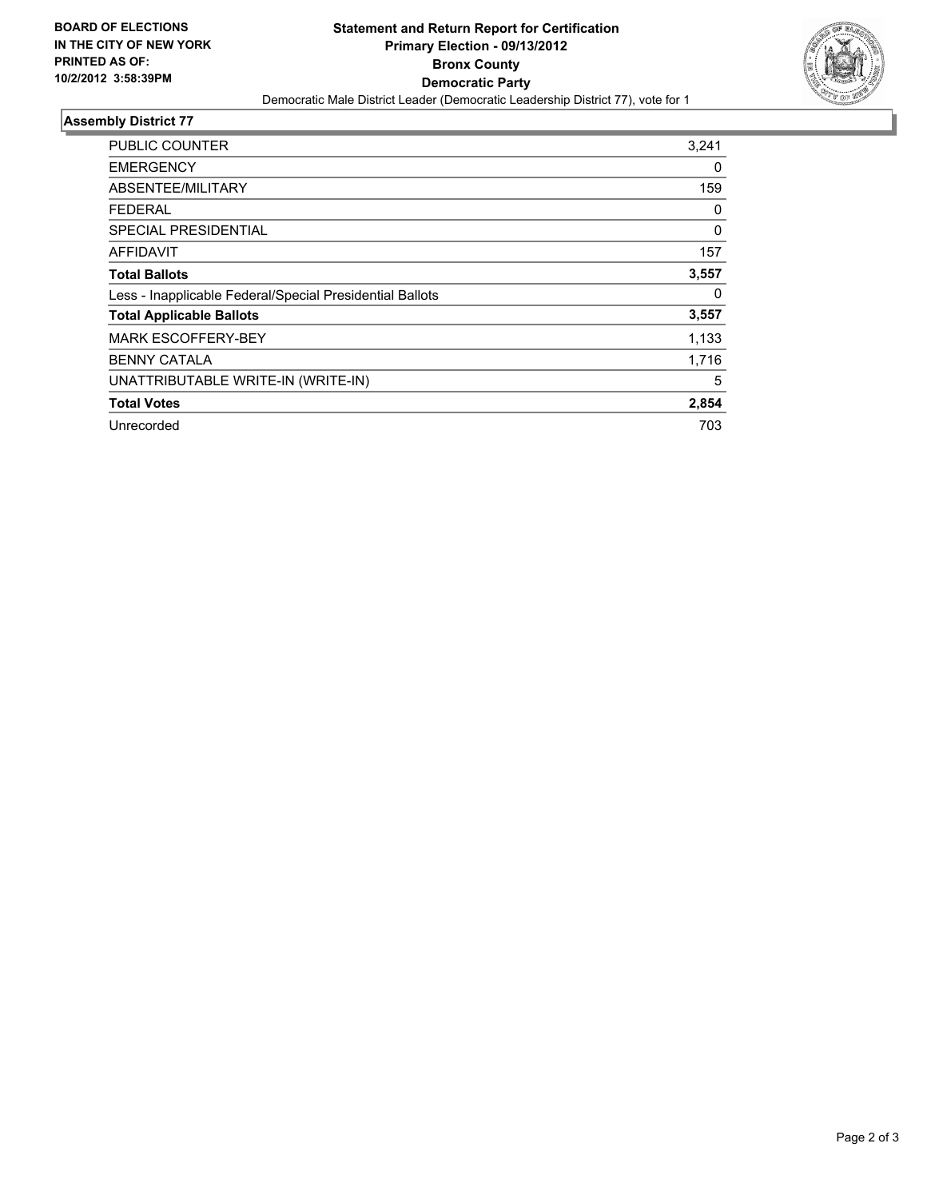**BOARD OF ELECTIONS IN THE CITY OF NEW YORK PRINTED AS OF: 10/2/2012 3:58:39PM**

# Statement and Return Report for Certification
## Primary Election - 09/13/2012
## Bronx County
## Democratic Party

Democratic Male District Leader (Democratic Leadership District 77), vote for 1

### Assembly District 77

| | |
|---|---|
| PUBLIC COUNTER | 3,241 |
| EMERGENCY | 0 |
| ABSENTEE/MILITARY | 159 |
| FEDERAL | 0 |
| SPECIAL PRESIDENTIAL | 0 |
| AFFIDAVIT | 157 |
| **Total Ballots** | **3,557** |
| Less - Inapplicable Federal/Special Presidential Ballots | 0 |
| **Total Applicable Ballots** | **3,557** |
| MARK ESCOFFERY-BEY | 1,133 |
| BENNY CATALA | 1,716 |
| UNATTRIBUTABLE WRITE-IN (WRITE-IN) | 5 |
| **Total Votes** | **2,854** |
| Unrecorded | 703 |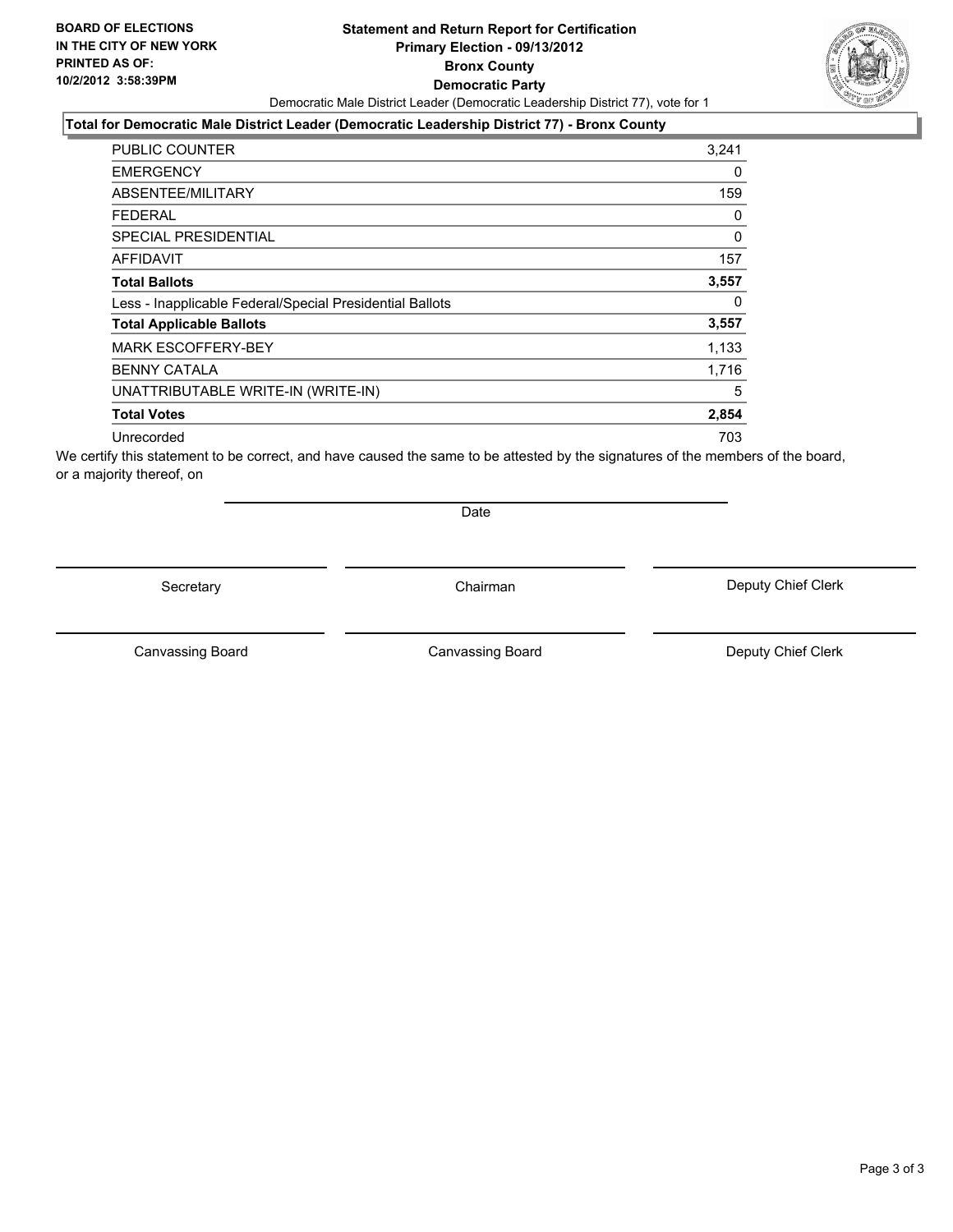**BOARD OF ELECTIONS IN THE CITY OF NEW YORK PRINTED AS OF: 10/2/2012 3:58:39PM**

**Statement and Return Report for Certification**
**Primary Election - 09/13/2012**
**Bronx County**
**Democratic Party**

Democratic Male District Leader (Democratic Leadership District 77), vote for 1

**Total for Democratic Male District Leader (Democratic Leadership District 77) - Bronx County**

| | |
|---|---|
| PUBLIC COUNTER | 3,241 |
| EMERGENCY | 0 |
| ABSENTEE/MILITARY | 159 |
| FEDERAL | 0 |
| SPECIAL PRESIDENTIAL | 0 |
| AFFIDAVIT | 157 |
| **Total Ballots** | **3,557** |
| Less - Inapplicable Federal/Special Presidential Ballots | 0 |
| **Total Applicable Ballots** | **3,557** |
| MARK ESCOFFERY-BEY | 1,133 |
| BENNY CATALA | 1,716 |
| UNATTRIBUTABLE WRITE-IN (WRITE-IN) | 5 |
| **Total Votes** | **2,854** |
| Unrecorded | 703 |

We certify this statement to be correct, and have caused the same to be attested by the signatures of the members of the board, or a majority thereof, on

Date

Secretary | Chairman | Deputy Chief Clerk

Canvassing Board | Canvassing Board | Deputy Chief Clerk